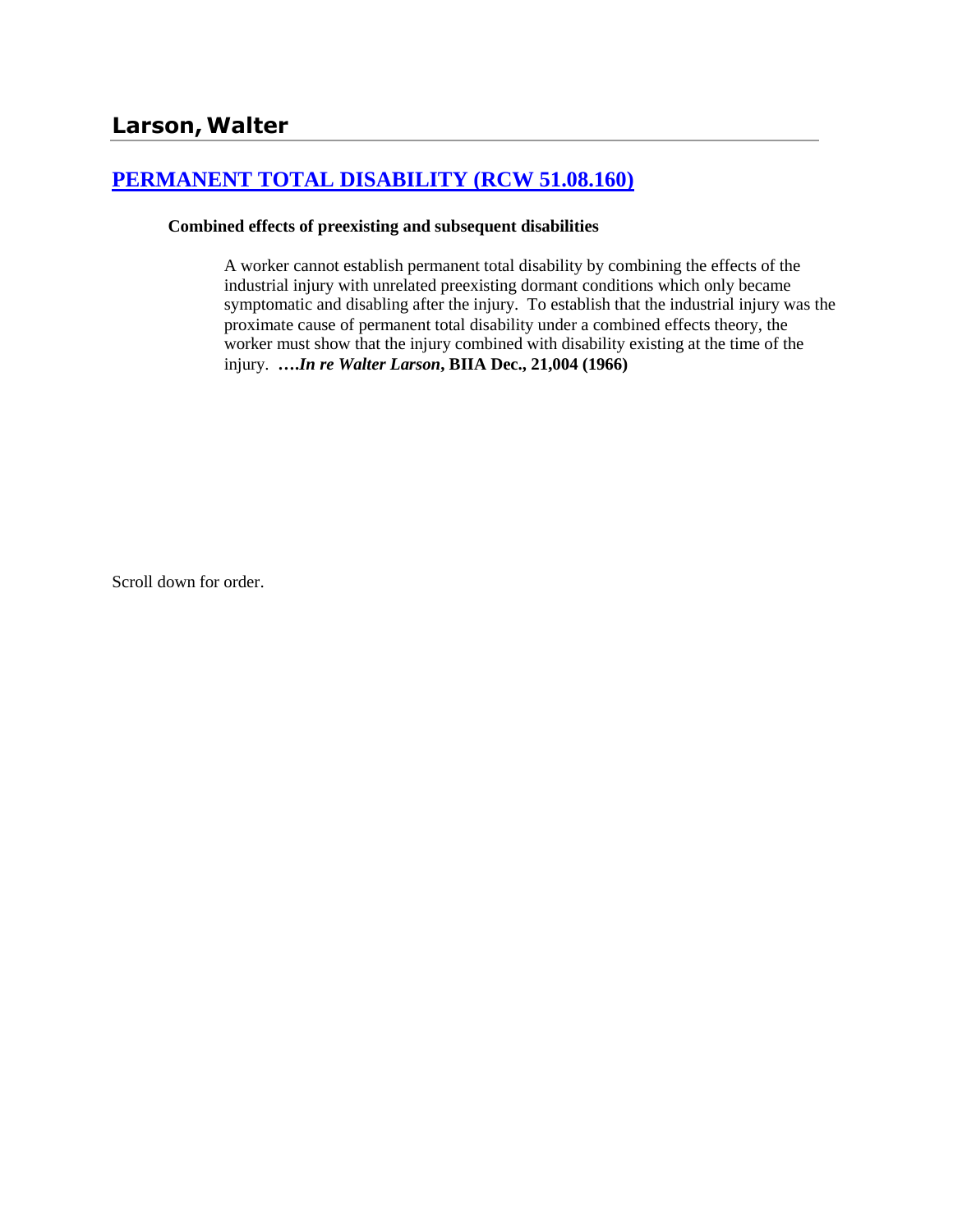# Larson, Walter

## [PERMANENT TOTAL DISABILITY (RCW 51.08.160)]

**Combined effects of preexisting and subsequent disabilities**

> A worker cannot establish permanent total disability by combining the effects of the industrial injury with unrelated preexisting dormant conditions which only became symptomatic and disabling after the injury. To establish that the industrial injury was the proximate cause of permanent total disability under a combined effects theory, the worker must show that the injury combined with disability existing at the time of the injury. ****….In re Walter Larson*, BIIA Dec., 21,004 (1966)**

Scroll down for order.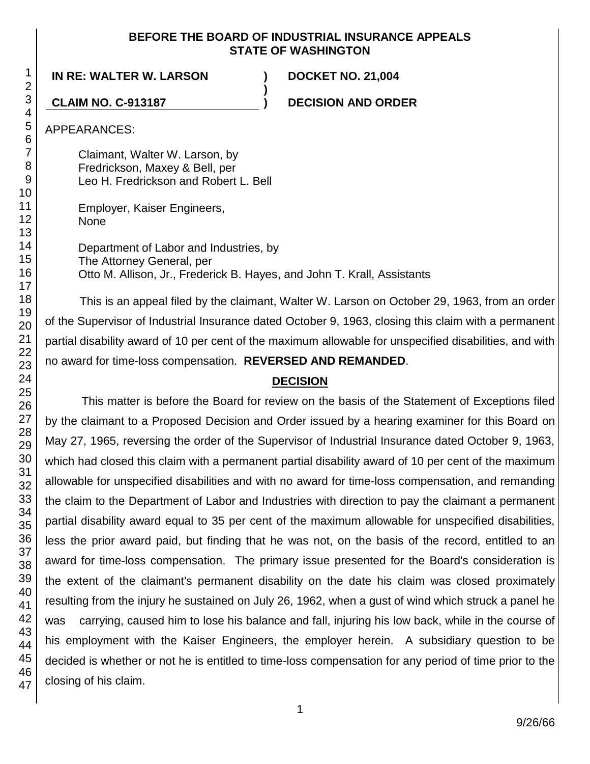**BEFORE THE BOARD OF INDUSTRIAL INSURANCE APPEALS**
**STATE OF WASHINGTON**

| | | |
|---|---|---|
| **IN RE: WALTER W. LARSON** | **)** | **DOCKET NO. 21,004** |
| | **)** | |
| **CLAIM NO. C-913187** | **)** | **DECISION AND ORDER** |

APPEARANCES:

Claimant, Walter W. Larson, by
Fredrickson, Maxey & Bell, per
Leo H. Fredrickson and Robert L. Bell

Employer, Kaiser Engineers,
None

Department of Labor and Industries, by
The Attorney General, per
Otto M. Allison, Jr., Frederick B. Hayes, and John T. Krall, Assistants

This is an appeal filed by the claimant, Walter W. Larson on October 29, 1963, from an order of the Supervisor of Industrial Insurance dated October 9, 1963, closing this claim with a permanent partial disability award of 10 per cent of the maximum allowable for unspecified disabilities, and with no award for time-loss compensation. **REVERSED AND REMANDED**.

## DECISION

This matter is before the Board for review on the basis of the Statement of Exceptions filed by the claimant to a Proposed Decision and Order issued by a hearing examiner for this Board on May 27, 1965, reversing the order of the Supervisor of Industrial Insurance dated October 9, 1963, which had closed this claim with a permanent partial disability award of 10 per cent of the maximum allowable for unspecified disabilities and with no award for time-loss compensation, and remanding the claim to the Department of Labor and Industries with direction to pay the claimant a permanent partial disability award equal to 35 per cent of the maximum allowable for unspecified disabilities, less the prior award paid, but finding that he was not, on the basis of the record, entitled to an award for time-loss compensation. The primary issue presented for the Board's consideration is the extent of the claimant's permanent disability on the date his claim was closed proximately resulting from the injury he sustained on July 26, 1962, when a gust of wind which struck a panel he was carrying, caused him to lose his balance and fall, injuring his low back, while in the course of his employment with the Kaiser Engineers, the employer herein. A subsidiary question to be decided is whether or not he is entitled to time-loss compensation for any period of time prior to the closing of his claim.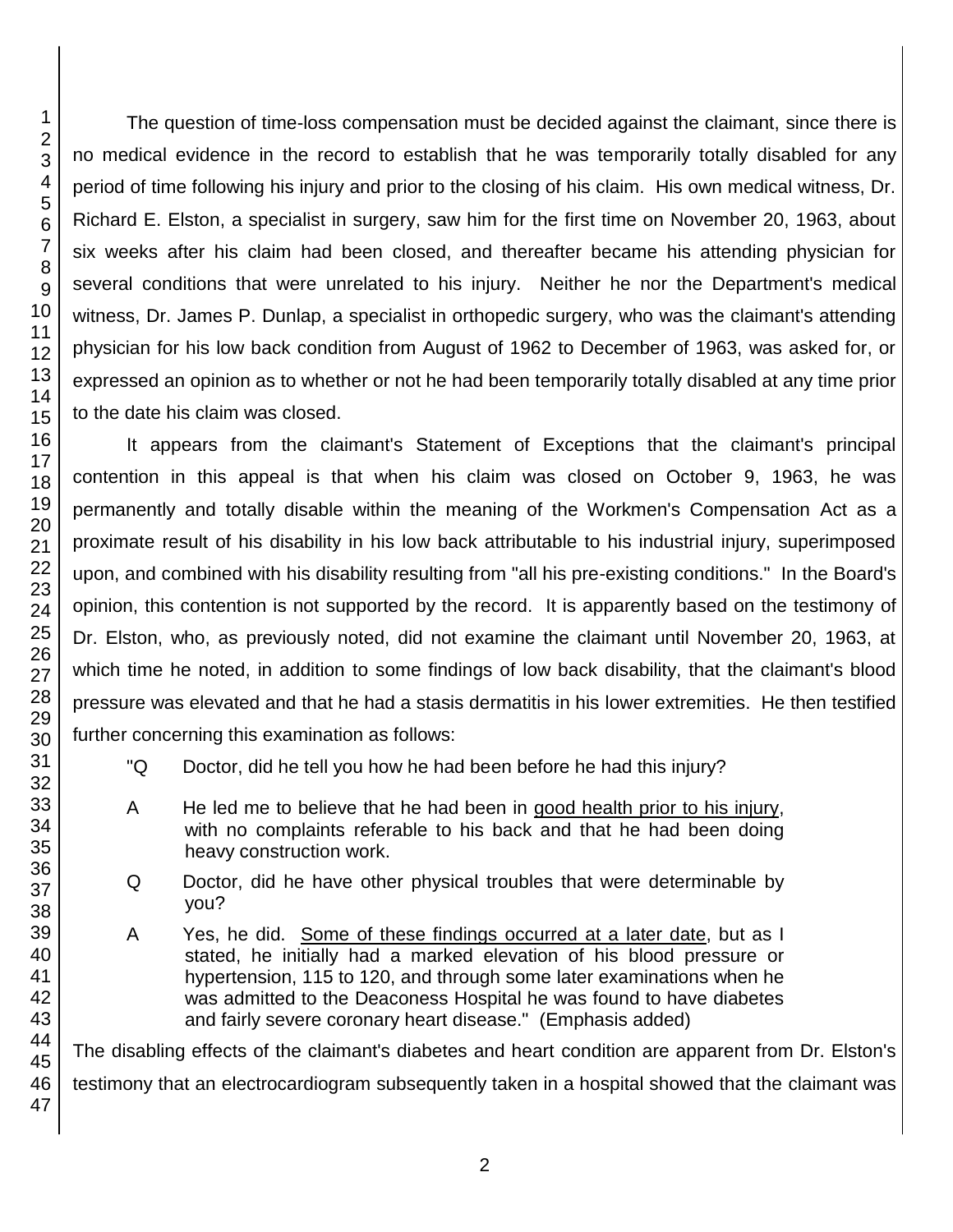The question of time-loss compensation must be decided against the claimant, since there is no medical evidence in the record to establish that he was temporarily totally disabled for any period of time following his injury and prior to the closing of his claim. His own medical witness, Dr. Richard E. Elston, a specialist in surgery, saw him for the first time on November 20, 1963, about six weeks after his claim had been closed, and thereafter became his attending physician for several conditions that were unrelated to his injury. Neither he nor the Department's medical witness, Dr. James P. Dunlap, a specialist in orthopedic surgery, who was the claimant's attending physician for his low back condition from August of 1962 to December of 1963, was asked for, or expressed an opinion as to whether or not he had been temporarily totally disabled at any time prior to the date his claim was closed.

It appears from the claimant's Statement of Exceptions that the claimant's principal contention in this appeal is that when his claim was closed on October 9, 1963, he was permanently and totally disable within the meaning of the Workmen's Compensation Act as a proximate result of his disability in his low back attributable to his industrial injury, superimposed upon, and combined with his disability resulting from "all his pre-existing conditions." In the Board's opinion, this contention is not supported by the record. It is apparently based on the testimony of Dr. Elston, who, as previously noted, did not examine the claimant until November 20, 1963, at which time he noted, in addition to some findings of low back disability, that the claimant's blood pressure was elevated and that he had a stasis dermatitis in his lower extremities. He then testified further concerning this examination as follows:

> "Q Doctor, did he tell you how he had been before he had this injury?
>
> A He led me to believe that he had been in <u>good health prior to his injury</u>, with no complaints referable to his back and that he had been doing heavy construction work.
>
> Q Doctor, did he have other physical troubles that were determinable by you?
>
> A Yes, he did. <u>Some of these findings occurred at a later date</u>, but as I stated, he initially had a marked elevation of his blood pressure or hypertension, 115 to 120, and through some later examinations when he was admitted to the Deaconess Hospital he was found to have diabetes and fairly severe coronary heart disease." (Emphasis added)

The disabling effects of the claimant's diabetes and heart condition are apparent from Dr. Elston's testimony that an electrocardiogram subsequently taken in a hospital showed that the claimant was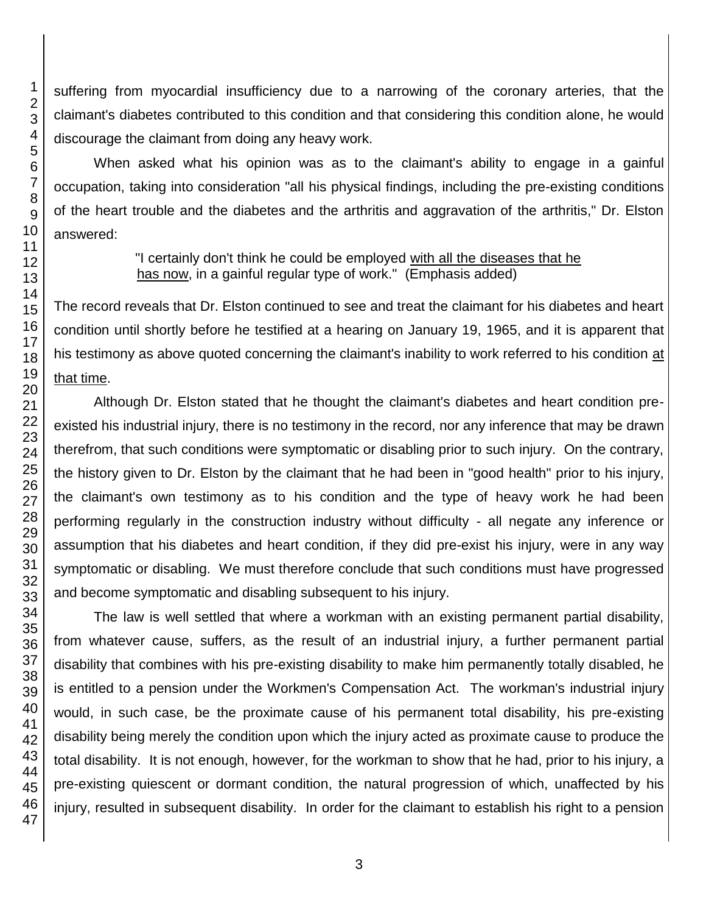suffering from myocardial insufficiency due to a narrowing of the coronary arteries, that the claimant's diabetes contributed to this condition and that considering this condition alone, he would discourage the claimant from doing any heavy work.

When asked what his opinion was as to the claimant's ability to engage in a gainful occupation, taking into consideration "all his physical findings, including the pre-existing conditions of the heart trouble and the diabetes and the arthritis and aggravation of the arthritis," Dr. Elston answered:

> "I certainly don't think he could be employed with all the diseases that he has now, in a gainful regular type of work." (Emphasis added)

The record reveals that Dr. Elston continued to see and treat the claimant for his diabetes and heart condition until shortly before he testified at a hearing on January 19, 1965, and it is apparent that his testimony as above quoted concerning the claimant's inability to work referred to his condition at that time.

Although Dr. Elston stated that he thought the claimant's diabetes and heart condition pre-existed his industrial injury, there is no testimony in the record, nor any inference that may be drawn therefrom, that such conditions were symptomatic or disabling prior to such injury. On the contrary, the history given to Dr. Elston by the claimant that he had been in "good health" prior to his injury, the claimant's own testimony as to his condition and the type of heavy work he had been performing regularly in the construction industry without difficulty - all negate any inference or assumption that his diabetes and heart condition, if they did pre-exist his injury, were in any way symptomatic or disabling. We must therefore conclude that such conditions must have progressed and become symptomatic and disabling subsequent to his injury.

The law is well settled that where a workman with an existing permanent partial disability, from whatever cause, suffers, as the result of an industrial injury, a further permanent partial disability that combines with his pre-existing disability to make him permanently totally disabled, he is entitled to a pension under the Workmen's Compensation Act. The workman's industrial injury would, in such case, be the proximate cause of his permanent total disability, his pre-existing disability being merely the condition upon which the injury acted as proximate cause to produce the total disability. It is not enough, however, for the workman to show that he had, prior to his injury, a pre-existing quiescent or dormant condition, the natural progression of which, unaffected by his injury, resulted in subsequent disability. In order for the claimant to establish his right to a pension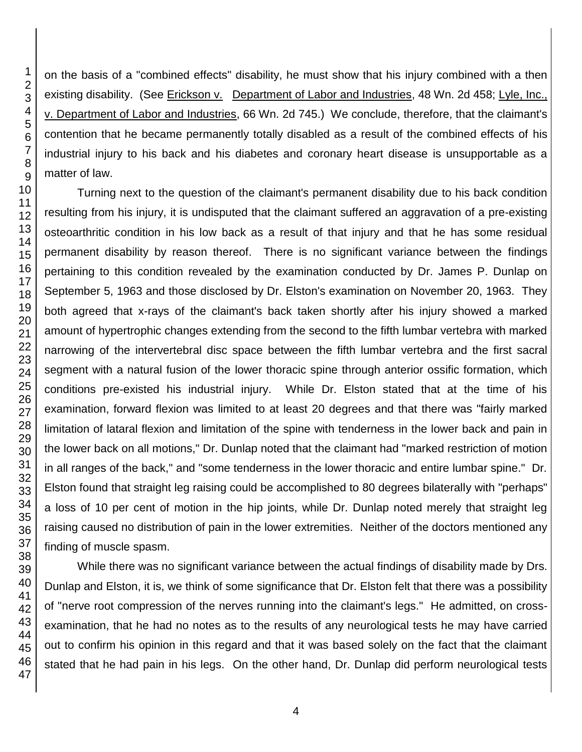on the basis of a "combined effects" disability, he must show that his injury combined with a then existing disability. (See Erickson v. Department of Labor and Industries, 48 Wn. 2d 458; Lyle, Inc., v. Department of Labor and Industries, 66 Wn. 2d 745.) We conclude, therefore, that the claimant's contention that he became permanently totally disabled as a result of the combined effects of his industrial injury to his back and his diabetes and coronary heart disease is unsupportable as a matter of law.

Turning next to the question of the claimant's permanent disability due to his back condition resulting from his injury, it is undisputed that the claimant suffered an aggravation of a pre-existing osteoarthritic condition in his low back as a result of that injury and that he has some residual permanent disability by reason thereof. There is no significant variance between the findings pertaining to this condition revealed by the examination conducted by Dr. James P. Dunlap on September 5, 1963 and those disclosed by Dr. Elston's examination on November 20, 1963. They both agreed that x-rays of the claimant's back taken shortly after his injury showed a marked amount of hypertrophic changes extending from the second to the fifth lumbar vertebra with marked narrowing of the intervertebral disc space between the fifth lumbar vertebra and the first sacral segment with a natural fusion of the lower thoracic spine through anterior ossific formation, which conditions pre-existed his industrial injury. While Dr. Elston stated that at the time of his examination, forward flexion was limited to at least 20 degrees and that there was "fairly marked limitation of lataral flexion and limitation of the spine with tenderness in the lower back and pain in the lower back on all motions," Dr. Dunlap noted that the claimant had "marked restriction of motion in all ranges of the back," and "some tenderness in the lower thoracic and entire lumbar spine." Dr. Elston found that straight leg raising could be accomplished to 80 degrees bilaterally with "perhaps" a loss of 10 per cent of motion in the hip joints, while Dr. Dunlap noted merely that straight leg raising caused no distribution of pain in the lower extremities. Neither of the doctors mentioned any finding of muscle spasm.

While there was no significant variance between the actual findings of disability made by Drs. Dunlap and Elston, it is, we think of some significance that Dr. Elston felt that there was a possibility of "nerve root compression of the nerves running into the claimant's legs." He admitted, on cross-examination, that he had no notes as to the results of any neurological tests he may have carried out to confirm his opinion in this regard and that it was based solely on the fact that the claimant stated that he had pain in his legs. On the other hand, Dr. Dunlap did perform neurological tests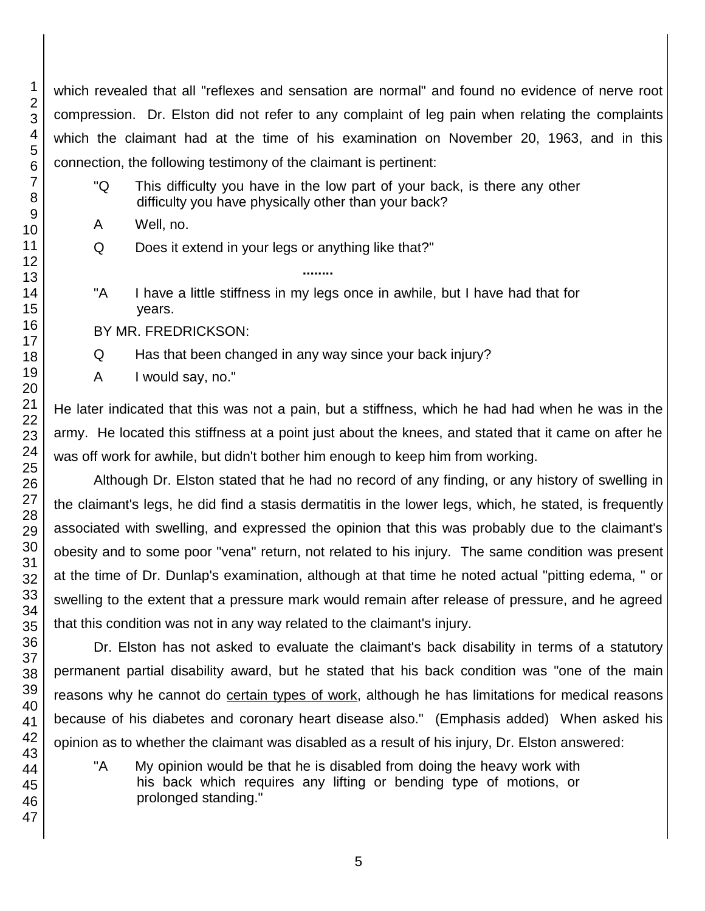which revealed that all "reflexes and sensation are normal" and found no evidence of nerve root compression. Dr. Elston did not refer to any complaint of leg pain when relating the complaints which the claimant had at the time of his examination on November 20, 1963, and in this connection, the following testimony of the claimant is pertinent:

> "Q This difficulty you have in the low part of your back, is there any other difficulty you have physically other than your back?
>
> A Well, no.
>
> Q Does it extend in your legs or anything like that?"
>
> ........
>
> "A I have a little stiffness in my legs once in awhile, but I have had that for years.
>
> BY MR. FREDRICKSON:
>
> Q Has that been changed in any way since your back injury?
>
> A I would say, no."

He later indicated that this was not a pain, but a stiffness, which he had had when he was in the army. He located this stiffness at a point just about the knees, and stated that it came on after he was off work for awhile, but didn't bother him enough to keep him from working.

Although Dr. Elston stated that he had no record of any finding, or any history of swelling in the claimant's legs, he did find a stasis dermatitis in the lower legs, which, he stated, is frequently associated with swelling, and expressed the opinion that this was probably due to the claimant's obesity and to some poor "vena" return, not related to his injury. The same condition was present at the time of Dr. Dunlap's examination, although at that time he noted actual "pitting edema, " or swelling to the extent that a pressure mark would remain after release of pressure, and he agreed that this condition was not in any way related to the claimant's injury.

Dr. Elston has not asked to evaluate the claimant's back disability in terms of a statutory permanent partial disability award, but he stated that his back condition was "one of the main reasons why he cannot do <u>certain types of work</u>, although he has limitations for medical reasons because of his diabetes and coronary heart disease also." (Emphasis added) When asked his opinion as to whether the claimant was disabled as a result of his injury, Dr. Elston answered:

> "A My opinion would be that he is disabled from doing the heavy work with his back which requires any lifting or bending type of motions, or prolonged standing."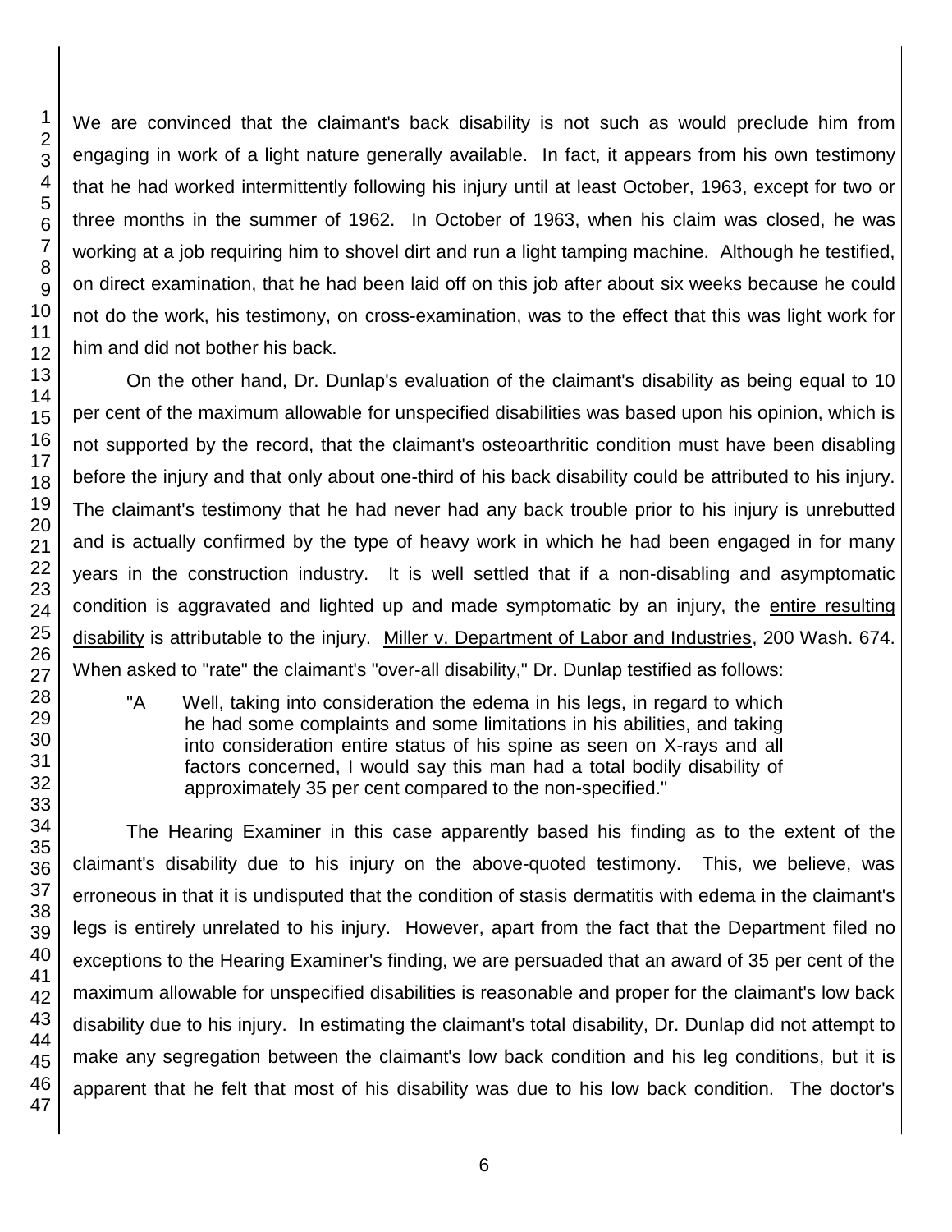We are convinced that the claimant's back disability is not such as would preclude him from engaging in work of a light nature generally available. In fact, it appears from his own testimony that he had worked intermittently following his injury until at least October, 1963, except for two or three months in the summer of 1962. In October of 1963, when his claim was closed, he was working at a job requiring him to shovel dirt and run a light tamping machine. Although he testified, on direct examination, that he had been laid off on this job after about six weeks because he could not do the work, his testimony, on cross-examination, was to the effect that this was light work for him and did not bother his back.

On the other hand, Dr. Dunlap's evaluation of the claimant's disability as being equal to 10 per cent of the maximum allowable for unspecified disabilities was based upon his opinion, which is not supported by the record, that the claimant's osteoarthritic condition must have been disabling before the injury and that only about one-third of his back disability could be attributed to his injury. The claimant's testimony that he had never had any back trouble prior to his injury is unrebutted and is actually confirmed by the type of heavy work in which he had been engaged in for many years in the construction industry. It is well settled that if a non-disabling and asymptomatic condition is aggravated and lighted up and made symptomatic by an injury, the entire resulting disability is attributable to the injury. Miller v. Department of Labor and Industries, 200 Wash. 674. When asked to "rate" the claimant's "over-all disability," Dr. Dunlap testified as follows:

> "A Well, taking into consideration the edema in his legs, in regard to which he had some complaints and some limitations in his abilities, and taking into consideration entire status of his spine as seen on X-rays and all factors concerned, I would say this man had a total bodily disability of approximately 35 per cent compared to the non-specified."

The Hearing Examiner in this case apparently based his finding as to the extent of the claimant's disability due to his injury on the above-quoted testimony. This, we believe, was erroneous in that it is undisputed that the condition of stasis dermatitis with edema in the claimant's legs is entirely unrelated to his injury. However, apart from the fact that the Department filed no exceptions to the Hearing Examiner's finding, we are persuaded that an award of 35 per cent of the maximum allowable for unspecified disabilities is reasonable and proper for the claimant's low back disability due to his injury. In estimating the claimant's total disability, Dr. Dunlap did not attempt to make any segregation between the claimant's low back condition and his leg conditions, but it is apparent that he felt that most of his disability was due to his low back condition. The doctor's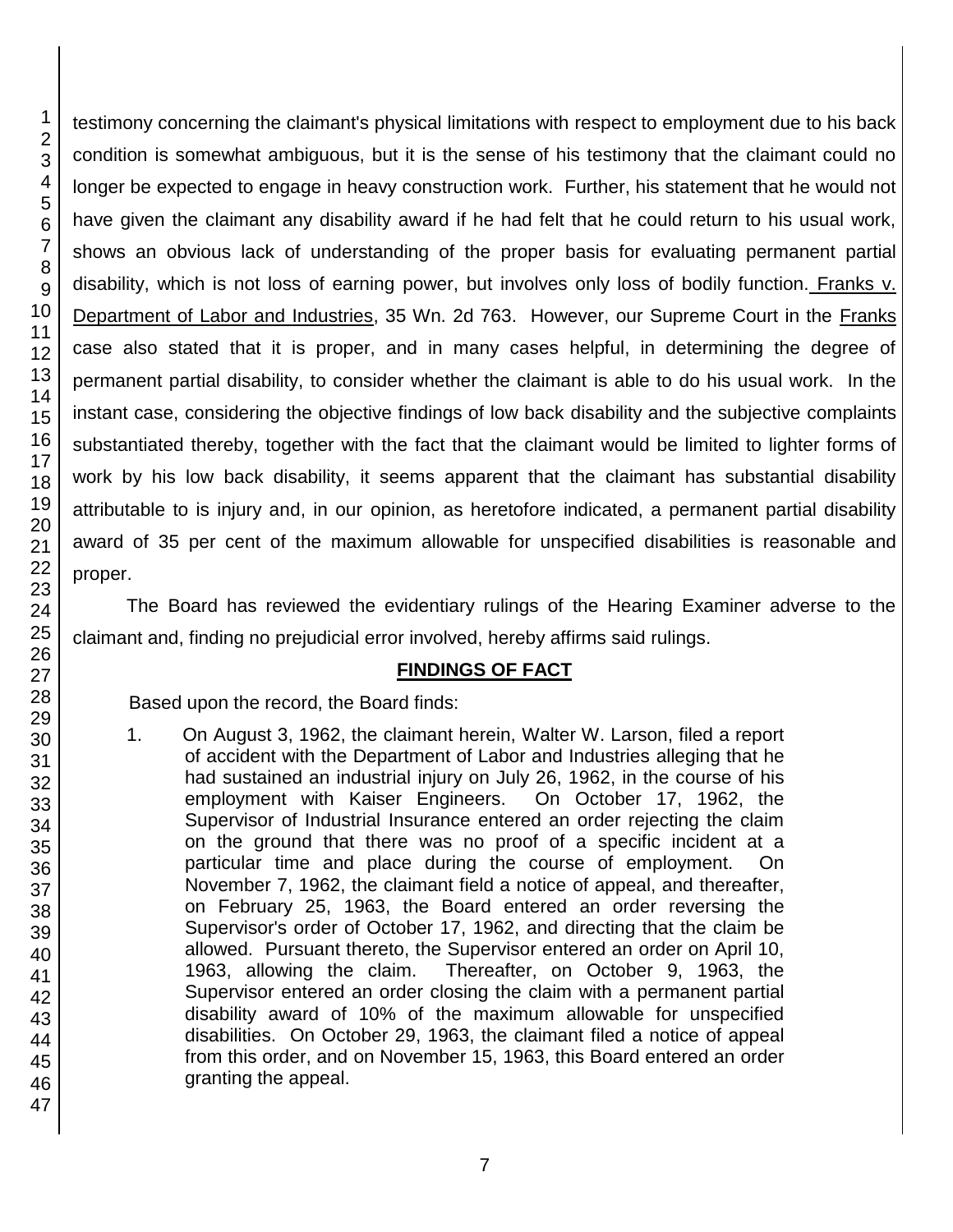testimony concerning the claimant's physical limitations with respect to employment due to his back condition is somewhat ambiguous, but it is the sense of his testimony that the claimant could no longer be expected to engage in heavy construction work. Further, his statement that he would not have given the claimant any disability award if he had felt that he could return to his usual work, shows an obvious lack of understanding of the proper basis for evaluating permanent partial disability, which is not loss of earning power, but involves only loss of bodily function. Franks v. Department of Labor and Industries, 35 Wn. 2d 763. However, our Supreme Court in the Franks case also stated that it is proper, and in many cases helpful, in determining the degree of permanent partial disability, to consider whether the claimant is able to do his usual work. In the instant case, considering the objective findings of low back disability and the subjective complaints substantiated thereby, together with the fact that the claimant would be limited to lighter forms of work by his low back disability, it seems apparent that the claimant has substantial disability attributable to is injury and, in our opinion, as heretofore indicated, a permanent partial disability award of 35 per cent of the maximum allowable for unspecified disabilities is reasonable and proper.

The Board has reviewed the evidentiary rulings of the Hearing Examiner adverse to the claimant and, finding no prejudicial error involved, hereby affirms said rulings.

## FINDINGS OF FACT

Based upon the record, the Board finds:

1. On August 3, 1962, the claimant herein, Walter W. Larson, filed a report of accident with the Department of Labor and Industries alleging that he had sustained an industrial injury on July 26, 1962, in the course of his employment with Kaiser Engineers. On October 17, 1962, the Supervisor of Industrial Insurance entered an order rejecting the claim on the ground that there was no proof of a specific incident at a particular time and place during the course of employment. On November 7, 1962, the claimant field a notice of appeal, and thereafter, on February 25, 1963, the Board entered an order reversing the Supervisor's order of October 17, 1962, and directing that the claim be allowed. Pursuant thereto, the Supervisor entered an order on April 10, 1963, allowing the claim. Thereafter, on October 9, 1963, the Supervisor entered an order closing the claim with a permanent partial disability award of 10% of the maximum allowable for unspecified disabilities. On October 29, 1963, the claimant filed a notice of appeal from this order, and on November 15, 1963, this Board entered an order granting the appeal.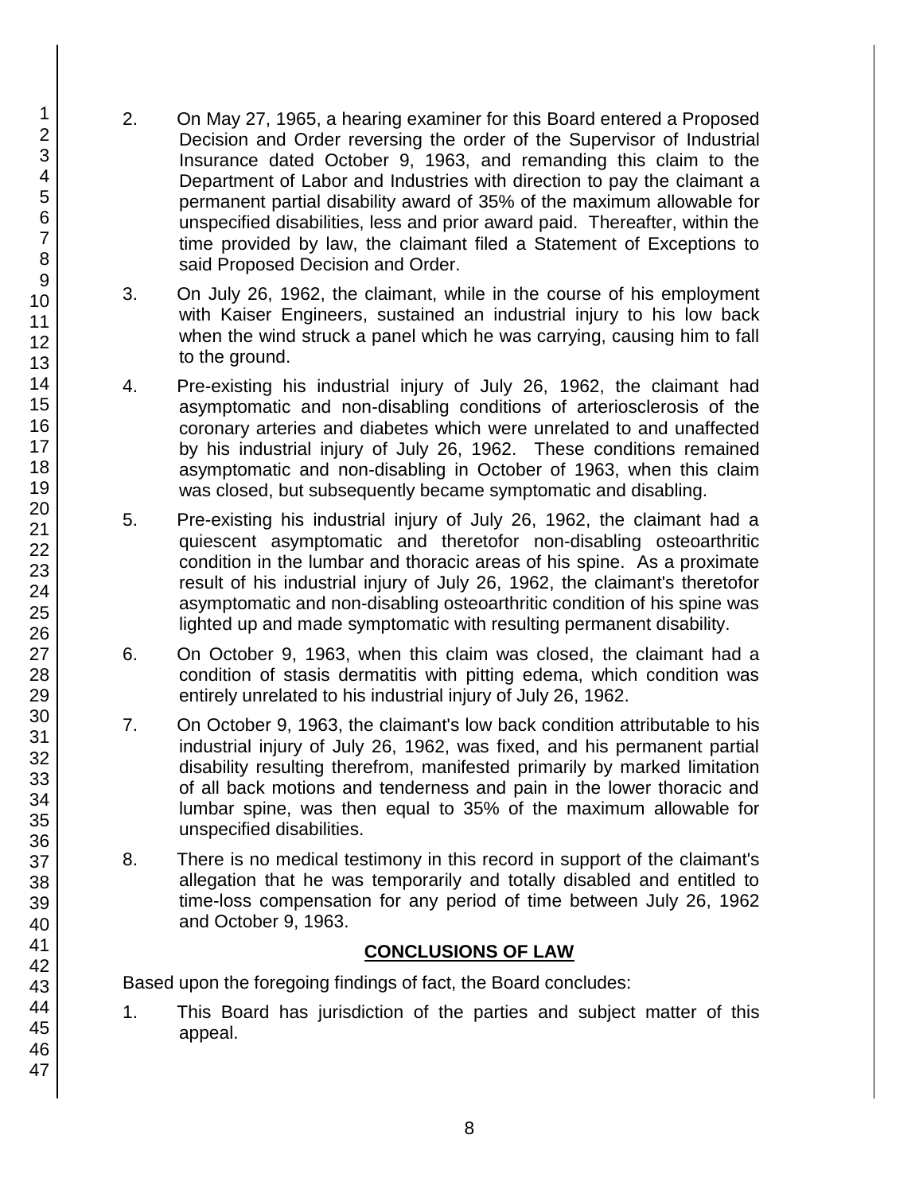2. On May 27, 1965, a hearing examiner for this Board entered a Proposed Decision and Order reversing the order of the Supervisor of Industrial Insurance dated October 9, 1963, and remanding this claim to the Department of Labor and Industries with direction to pay the claimant a permanent partial disability award of 35% of the maximum allowable for unspecified disabilities, less and prior award paid. Thereafter, within the time provided by law, the claimant filed a Statement of Exceptions to said Proposed Decision and Order.

3. On July 26, 1962, the claimant, while in the course of his employment with Kaiser Engineers, sustained an industrial injury to his low back when the wind struck a panel which he was carrying, causing him to fall to the ground.

4. Pre-existing his industrial injury of July 26, 1962, the claimant had asymptomatic and non-disabling conditions of arteriosclerosis of the coronary arteries and diabetes which were unrelated to and unaffected by his industrial injury of July 26, 1962. These conditions remained asymptomatic and non-disabling in October of 1963, when this claim was closed, but subsequently became symptomatic and disabling.

5. Pre-existing his industrial injury of July 26, 1962, the claimant had a quiescent asymptomatic and theretofor non-disabling osteoarthritic condition in the lumbar and thoracic areas of his spine. As a proximate result of his industrial injury of July 26, 1962, the claimant's theretofor asymptomatic and non-disabling osteoarthritic condition of his spine was lighted up and made symptomatic with resulting permanent disability.

6. On October 9, 1963, when this claim was closed, the claimant had a condition of stasis dermatitis with pitting edema, which condition was entirely unrelated to his industrial injury of July 26, 1962.

7. On October 9, 1963, the claimant's low back condition attributable to his industrial injury of July 26, 1962, was fixed, and his permanent partial disability resulting therefrom, manifested primarily by marked limitation of all back motions and tenderness and pain in the lower thoracic and lumbar spine, was then equal to 35% of the maximum allowable for unspecified disabilities.

8. There is no medical testimony in this record in support of the claimant's allegation that he was temporarily and totally disabled and entitled to time-loss compensation for any period of time between July 26, 1962 and October 9, 1963.

## CONCLUSIONS OF LAW

Based upon the foregoing findings of fact, the Board concludes:

1. This Board has jurisdiction of the parties and subject matter of this appeal.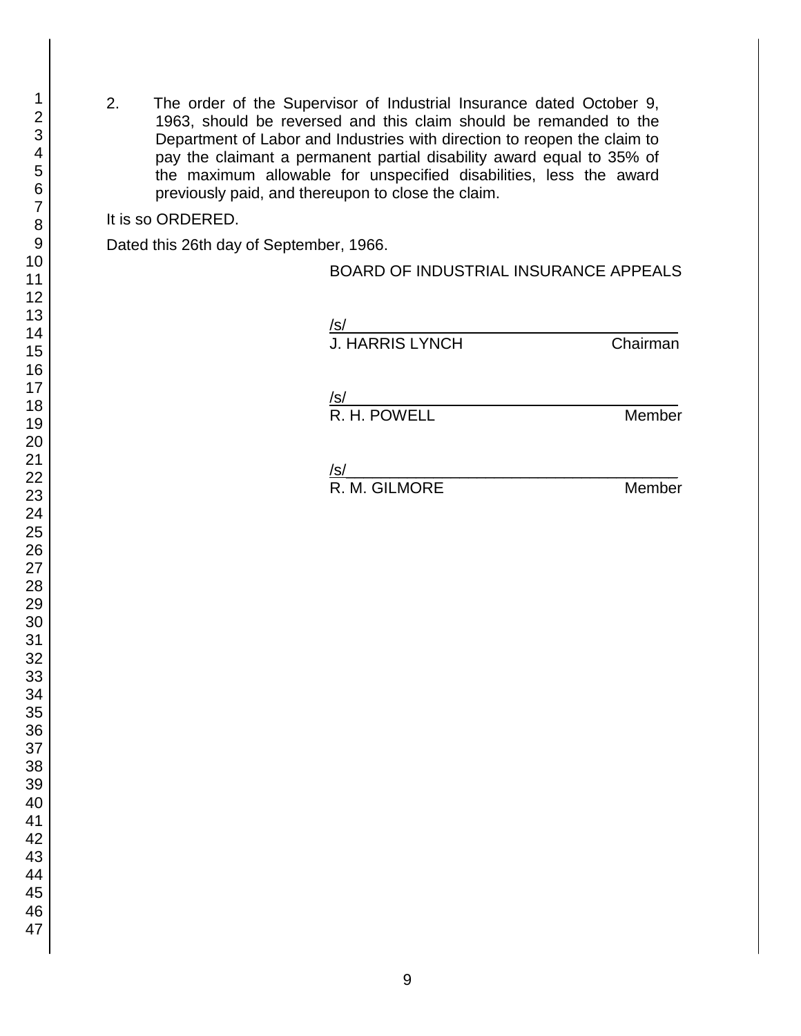2. The order of the Supervisor of Industrial Insurance dated October 9, 1963, should be reversed and this claim should be remanded to the Department of Labor and Industries with direction to reopen the claim to pay the claimant a permanent partial disability award equal to 35% of the maximum allowable for unspecified disabilities, less the award previously paid, and thereupon to close the claim.

It is so ORDERED.

Dated this 26th day of September, 1966.

BOARD OF INDUSTRIAL INSURANCE APPEALS

/s/
J. HARRIS LYNCH Chairman

/s/
R. H. POWELL Member

/s/
R. M. GILMORE Member